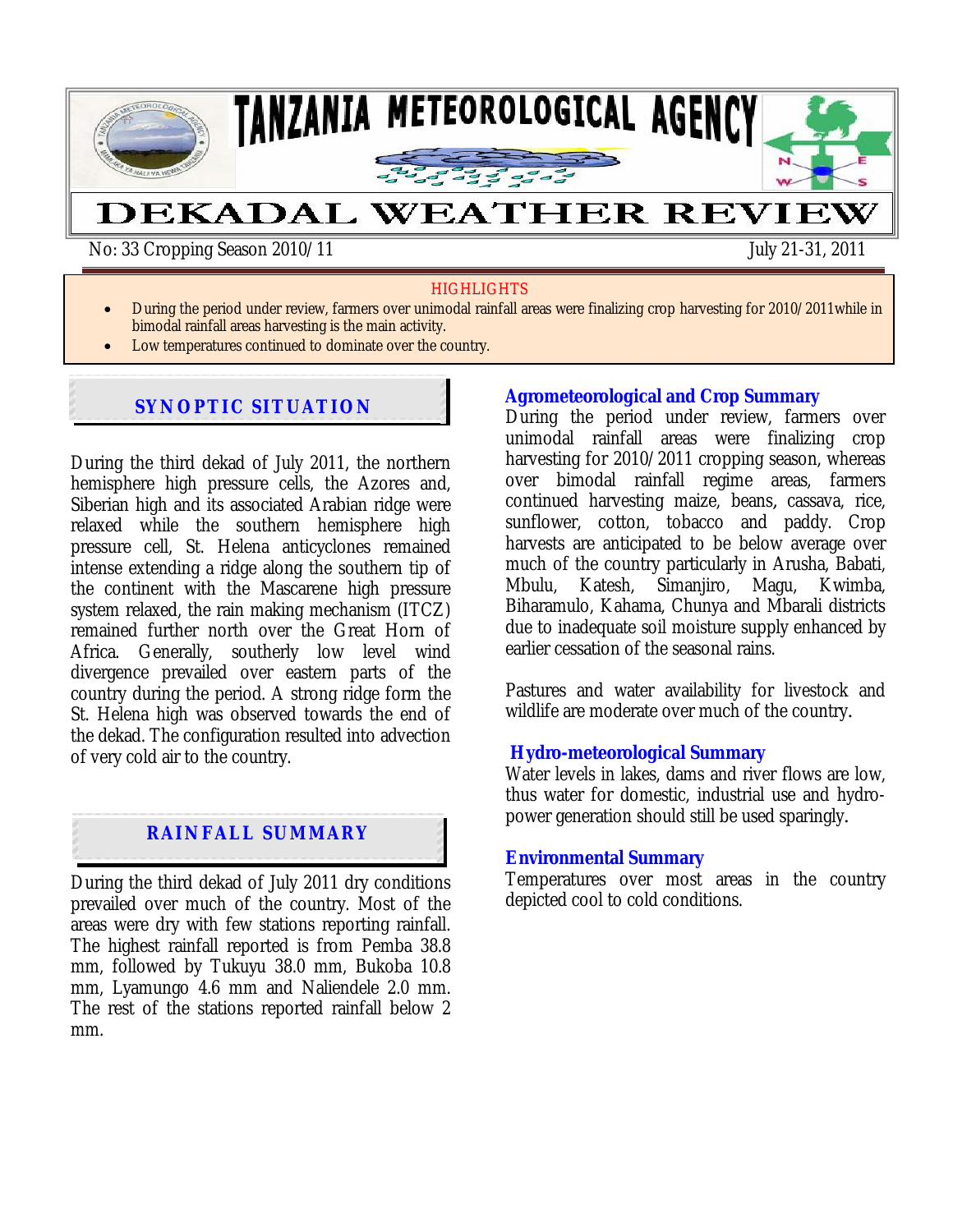# TANZANIA METEOROLOGICAL AGENCY

# DEKADAL WEATHER REVIEW

No: 33 Cropping Season 2010/11 — July 21-31, 2011

**HIGHLIGHTS**

- During the period under review, farmers over unimodal rainfall areas were finalizing crop harvesting for 2010/2011while in bimodal rainfall areas harvesting is the main activity.
- Low temperatures continued to dominate over the country.

## SYNOPTIC SITUATION

During the third dekad of July 2011, the northern hemisphere high pressure cells, the Azores and, Siberian high and its associated Arabian ridge were relaxed while the southern hemisphere high pressure cell, St. Helena anticyclones remained intense extending a ridge along the southern tip of the continent with the Mascarene high pressure system relaxed, the rain making mechanism (ITCZ) remained further north over the Great Horn of Africa. Generally, southerly low level wind divergence prevailed over eastern parts of the country during the period. A strong ridge form the St. Helena high was observed towards the end of the dekad. The configuration resulted into advection of very cold air to the country.

## RAINFALL SUMMARY

During the third dekad of July 2011 dry conditions prevailed over much of the country. Most of the areas were dry with few stations reporting rainfall. The highest rainfall reported is from Pemba 38.8 mm, followed by Tukuyu 38.0 mm, Bukoba 10.8 mm, Lyamungo 4.6 mm and Naliendele 2.0 mm. The rest of the stations reported rainfall below 2 mm.

## Agrometeorological and Crop Summary

During the period under review, farmers over unimodal rainfall areas were finalizing crop harvesting for 2010/2011 cropping season, whereas over bimodal rainfall regime areas, farmers continued harvesting maize, beans, cassava, rice, sunflower, cotton, tobacco and paddy. Crop harvests are anticipated to be below average over much of the country particularly in Arusha, Babati, Mbulu, Katesh, Simanjiro, Magu, Kwimba, Biharamulo, Kahama, Chunya and Mbarali districts due to inadequate soil moisture supply enhanced by earlier cessation of the seasonal rains.

Pastures and water availability for livestock and wildlife are moderate over much of the country.

## Hydro-meteorological Summary

Water levels in lakes, dams and river flows are low, thus water for domestic, industrial use and hydro-power generation should still be used sparingly.

## Environmental Summary

Temperatures over most areas in the country depicted cool to cold conditions.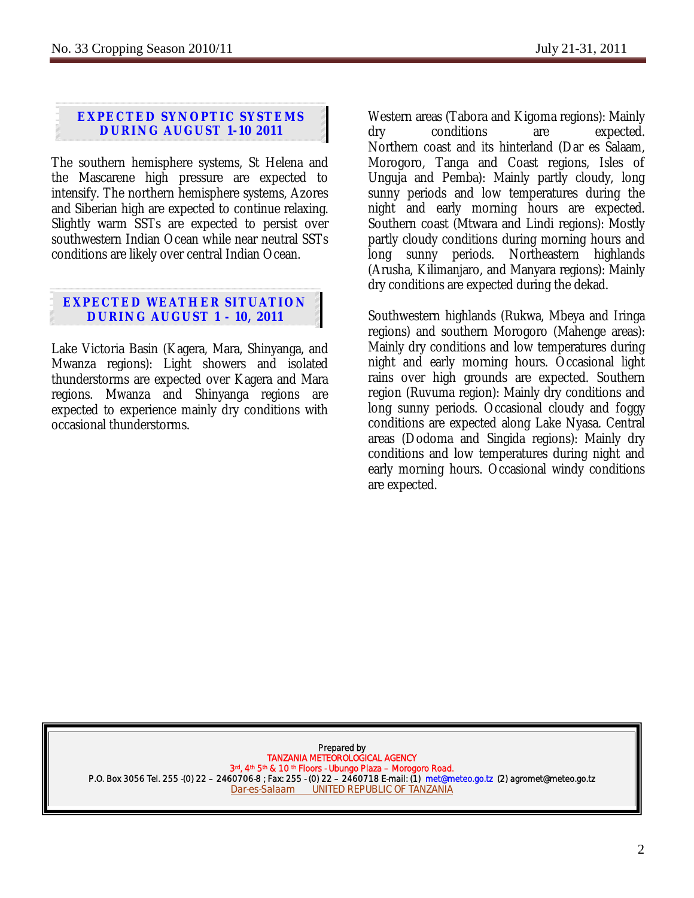## EXPECTED SYNOPTIC SYSTEMS DURING AUGUST 1-10 2011

The southern hemisphere systems, St Helena and the Mascarene high pressure are expected to intensify. The northern hemisphere systems, Azores and Siberian high are expected to continue relaxing. Slightly warm SSTs are expected to persist over southwestern Indian Ocean while near neutral SSTs conditions are likely over central Indian Ocean.

## EXPECTED WEATHER SITUATION DURING AUGUST 1 - 10, 2011

Lake Victoria Basin (Kagera, Mara, Shinyanga, and Mwanza regions): Light showers and isolated thunderstorms are expected over Kagera and Mara regions. Mwanza and Shinyanga regions are expected to experience mainly dry conditions with occasional thunderstorms.

Western areas (Tabora and Kigoma regions): Mainly dry conditions are expected. Northern coast and its hinterland (Dar es Salaam, Morogoro, Tanga and Coast regions, Isles of Unguja and Pemba): Mainly partly cloudy, long sunny periods and low temperatures during the night and early morning hours are expected. Southern coast (Mtwara and Lindi regions): Mostly partly cloudy conditions during morning hours and long sunny periods. Northeastern highlands (Arusha, Kilimanjaro, and Manyara regions): Mainly dry conditions are expected during the dekad.

Southwestern highlands (Rukwa, Mbeya and Iringa regions) and southern Morogoro (Mahenge areas): Mainly dry conditions and low temperatures during night and early morning hours. Occasional light rains over high grounds are expected. Southern region (Ruvuma region): Mainly dry conditions and long sunny periods. Occasional cloudy and foggy conditions are expected along Lake Nyasa. Central areas (Dodoma and Singida regions): Mainly dry conditions and low temperatures during night and early morning hours. Occasional windy conditions are expected.

Prepared by
TANZANIA METEOROLOGICAL AGENCY
3rd, 4th 5th & 10 th Floors - Ubungo Plaza – Morogoro Road.
P.O. Box 3056 Tel. 255 -(0) 22 – 2460706-8 ; Fax: 255 - (0) 22 – 2460718 E-mail: (1) met@meteo.go.tz (2) agromet@meteo.go.tz
Dar-es-Salaam UNITED REPUBLIC OF TANZANIA